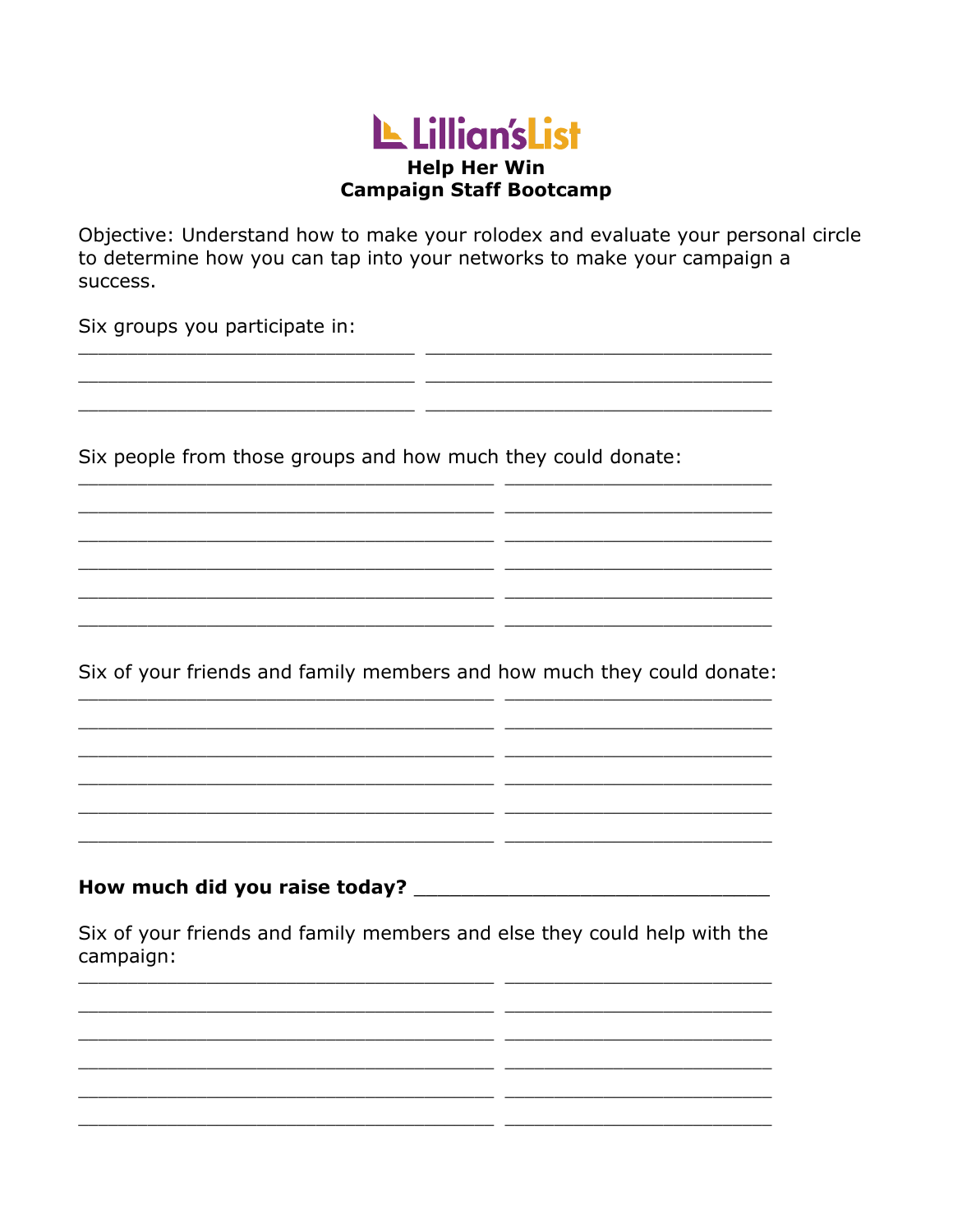# Lillian's List

## Help Her Win
## Campaign Staff Bootcamp

Objective: Understand how to make your rolodex and evaluate your personal circle to determine how you can tap into your networks to make your campaign a success.

Six groups you participate in:

______________________________ ______________________________
______________________________ ______________________________
______________________________ ______________________________

Six people from those groups and how much they could donate:

____________________________________ ________________________
____________________________________ ________________________
____________________________________ ________________________
____________________________________ ________________________
____________________________________ ________________________
____________________________________ ________________________

Six of your friends and family members and how much they could donate:

____________________________________ ________________________
____________________________________ ________________________
____________________________________ ________________________
____________________________________ ________________________
____________________________________ ________________________
____________________________________ ________________________

**How much did you raise today?** ______________________________

Six of your friends and family members and else they could help with the campaign:

____________________________________ ________________________
____________________________________ ________________________
____________________________________ ________________________
____________________________________ ________________________
____________________________________ ________________________
____________________________________ ________________________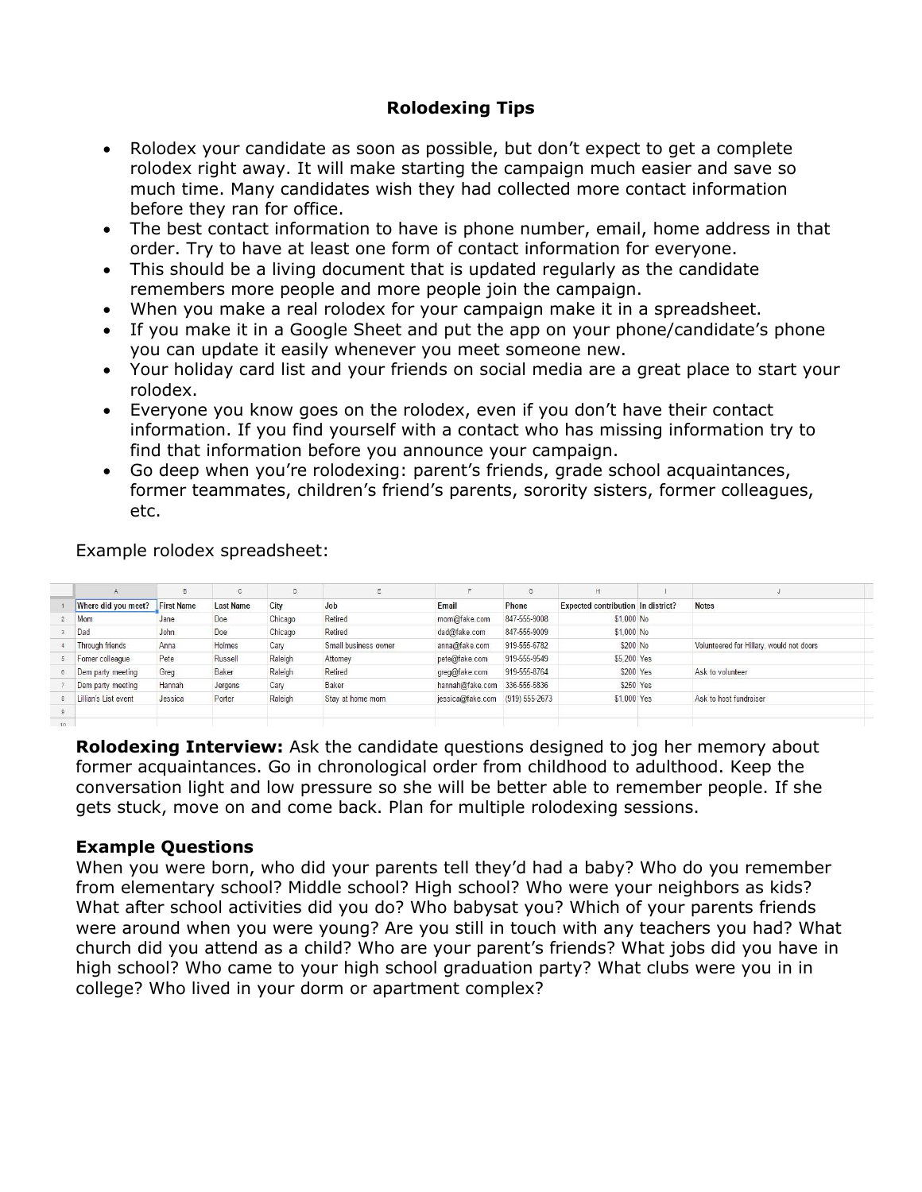**Rolodexing Tips**

- Rolodex your candidate as soon as possible, but don't expect to get a complete rolodex right away. It will make starting the campaign much easier and save so much time. Many candidates wish they had collected more contact information before they ran for office.
- The best contact information to have is phone number, email, home address in that order. Try to have at least one form of contact information for everyone.
- This should be a living document that is updated regularly as the candidate remembers more people and more people join the campaign.
- When you make a real rolodex for your campaign make it in a spreadsheet.
- If you make it in a Google Sheet and put the app on your phone/candidate's phone you can update it easily whenever you meet someone new.
- Your holiday card list and your friends on social media are a great place to start your rolodex.
- Everyone you know goes on the rolodex, even if you don't have their contact information. If you find yourself with a contact who has missing information try to find that information before you announce your campaign.
- Go deep when you're rolodexing: parent's friends, grade school acquaintances, former teammates, children's friend's parents, sorority sisters, former colleagues, etc.

Example rolodex spreadsheet:

| Where did you meet? | First Name | Last Name | City | Job | Email | Phone | Expected contribution | In district? | Notes |
|---|---|---|---|---|---|---|---|---|---|
| Mom | Jane | Doe | Chicago | Retired | mom@fake.com | 847-555-9008 | $1,000 | No | |
| Dad | John | Doe | Chicago | Retired | dad@fake.com | 847-555-9009 | $1,000 | No | |
| Through friends | Anna | Holmes | Cary | Small business owner | anna@fake.com | 919-555-6782 | $200 | No | Volunteered for Hillary, would not doors |
| Fomer colleague | Pete | Russell | Raleigh | Attorney | pete@fake.com | 919-555-9549 | $5,200 | Yes | |
| Dem party meeting | Greg | Baker | Raleigh | Retired | greg@fake.com | 919-555-8764 | $200 | Yes | Ask to volunteer |
| Dem party meeting | Hannah | Jergens | Cary | Baker | hannah@fake.com | 336-555-5836 | $250 | Yes | |
| Lillian's List event | Jessica | Porter | Raleigh | Stay at home mom | jessica@fake.com | (919) 555-2673 | $1,000 | Yes | Ask to host fundraiser |

**Rolodexing Interview:** Ask the candidate questions designed to jog her memory about former acquaintances. Go in chronological order from childhood to adulthood. Keep the conversation light and low pressure so she will be better able to remember people. If she gets stuck, move on and come back. Plan for multiple rolodexing sessions.

### Example Questions

When you were born, who did your parents tell they'd had a baby? Who do you remember from elementary school? Middle school? High school? Who were your neighbors as kids? What after school activities did you do? Who babysat you? Which of your parents friends were around when you were young? Are you still in touch with any teachers you had? What church did you attend as a child? Who are your parent's friends? What jobs did you have in high school? Who came to your high school graduation party? What clubs were you in in college? Who lived in your dorm or apartment complex?